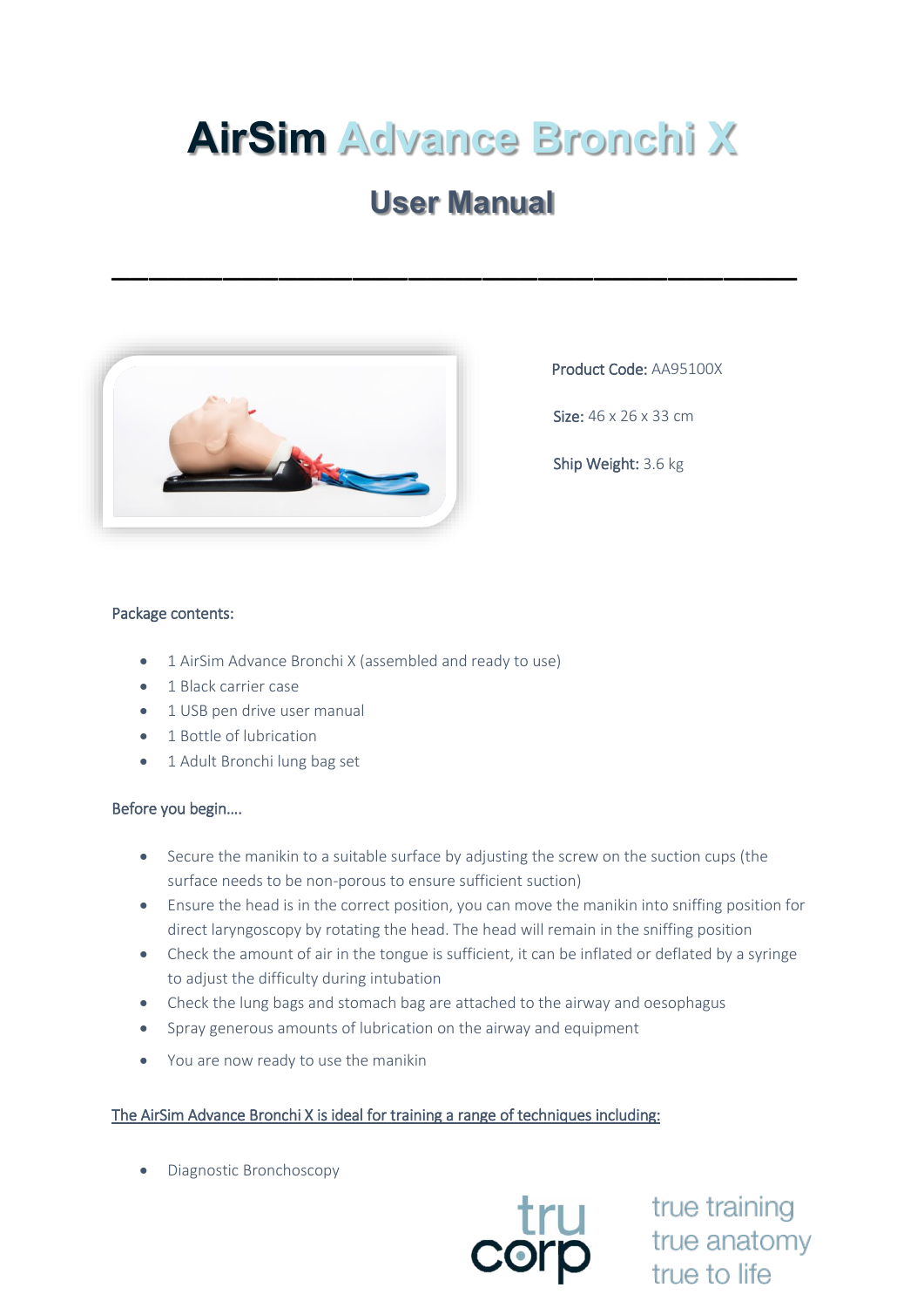# AirSim Advance Bronchi X

## User Manual

---

**Product Code:** AA95100X

**Size:** 46 x 26 x 33 cm

**Ship Weight:** 3.6 kg

### Package contents:

- 1 AirSim Advance Bronchi X (assembled and ready to use)
- 1 Black carrier case
- 1 USB pen drive user manual
- 1 Bottle of lubrication
- 1 Adult Bronchi lung bag set

### Before you begin....

- Secure the manikin to a suitable surface by adjusting the screw on the suction cups (the surface needs to be non-porous to ensure sufficient suction)
- Ensure the head is in the correct position, you can move the manikin into sniffing position for direct laryngoscopy by rotating the head. The head will remain in the sniffing position
- Check the amount of air in the tongue is sufficient, it can be inflated or deflated by a syringe to adjust the difficulty during intubation
- Check the lung bags and stomach bag are attached to the airway and oesophagus
- Spray generous amounts of lubrication on the airway and equipment
- You are now ready to use the manikin

### The AirSim Advance Bronchi X is ideal for training a range of techniques including:

- Diagnostic Bronchoscopy

trucorp

true training
true anatomy
true to life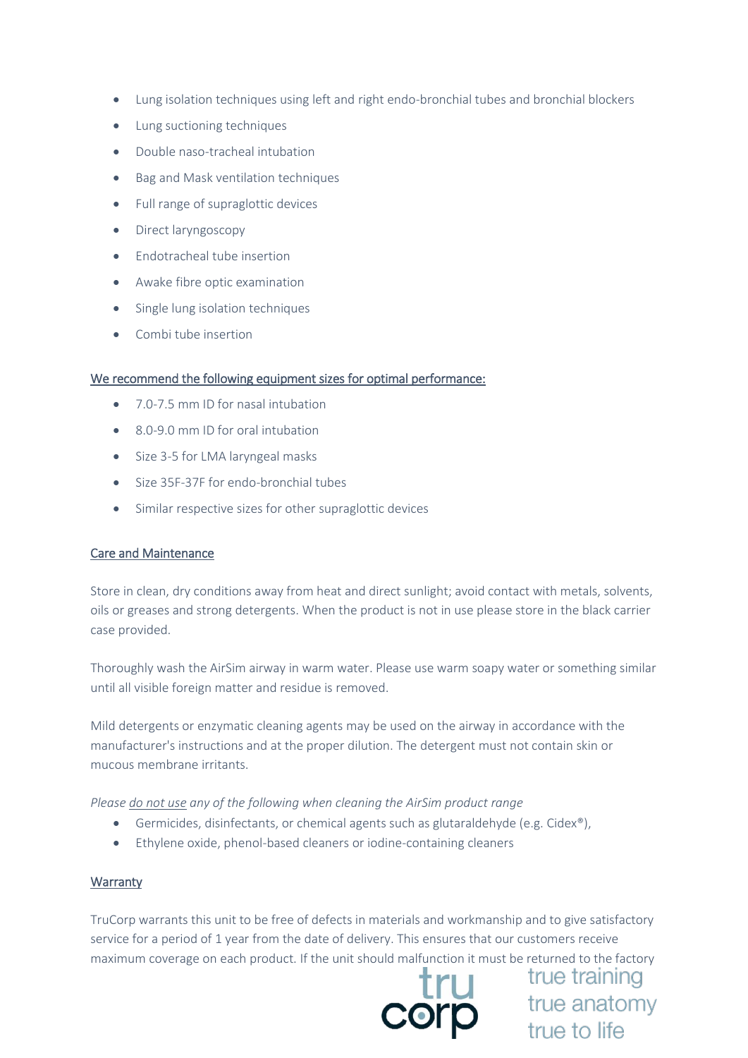- Lung isolation techniques using left and right endo-bronchial tubes and bronchial blockers
- Lung suctioning techniques
- Double naso-tracheal intubation
- Bag and Mask ventilation techniques
- Full range of supraglottic devices
- Direct laryngoscopy
- Endotracheal tube insertion
- Awake fibre optic examination
- Single lung isolation techniques
- Combi tube insertion

## We recommend the following equipment sizes for optimal performance:

- 7.0-7.5 mm ID for nasal intubation
- 8.0-9.0 mm ID for oral intubation
- Size 3-5 for LMA laryngeal masks
- Size 35F-37F for endo-bronchial tubes
- Similar respective sizes for other supraglottic devices

## Care and Maintenance

Store in clean, dry conditions away from heat and direct sunlight; avoid contact with metals, solvents, oils or greases and strong detergents. When the product is not in use please store in the black carrier case provided.

Thoroughly wash the AirSim airway in warm water. Please use warm soapy water or something similar until all visible foreign matter and residue is removed.

Mild detergents or enzymatic cleaning agents may be used on the airway in accordance with the manufacturer's instructions and at the proper dilution. The detergent must not contain skin or mucous membrane irritants.

*Please do not use any of the following when cleaning the AirSim product range*

- Germicides, disinfectants, or chemical agents such as glutaraldehyde (e.g. Cidex®),
- Ethylene oxide, phenol-based cleaners or iodine-containing cleaners

## Warranty

TruCorp warrants this unit to be free of defects in materials and workmanship and to give satisfactory service for a period of 1 year from the date of delivery. This ensures that our customers receive maximum coverage on each product. If the unit should malfunction it must be returned to the factory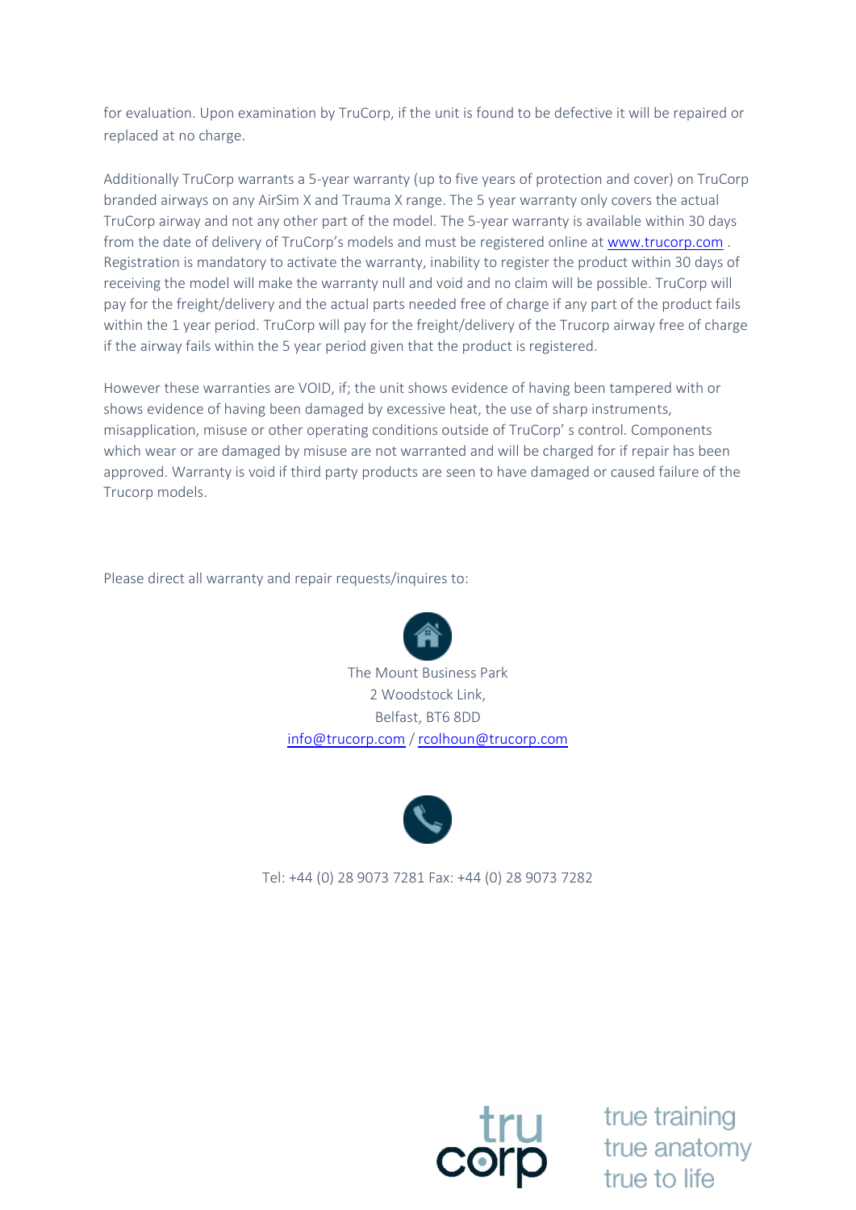for evaluation. Upon examination by TruCorp, if the unit is found to be defective it will be repaired or replaced at no charge.

Additionally TruCorp warrants a 5-year warranty (up to five years of protection and cover) on TruCorp branded airways on any AirSim X and Trauma X range. The 5 year warranty only covers the actual TruCorp airway and not any other part of the model. The 5-year warranty is available within 30 days from the date of delivery of TruCorp's models and must be registered online at www.trucorp.com . Registration is mandatory to activate the warranty, inability to register the product within 30 days of receiving the model will make the warranty null and void and no claim will be possible. TruCorp will pay for the freight/delivery and the actual parts needed free of charge if any part of the product fails within the 1 year period. TruCorp will pay for the freight/delivery of the Trucorp airway free of charge if the airway fails within the 5 year period given that the product is registered.

However these warranties are VOID, if; the unit shows evidence of having been tampered with or shows evidence of having been damaged by excessive heat, the use of sharp instruments, misapplication, misuse or other operating conditions outside of TruCorp' s control. Components which wear or are damaged by misuse are not warranted and will be charged for if repair has been approved. Warranty is void if third party products are seen to have damaged or caused failure of the Trucorp models.

Please direct all warranty and repair requests/inquires to:

The Mount Business Park
2 Woodstock Link,
Belfast, BT6 8DD
info@trucorp.com / rcolhoun@trucorp.com

Tel: +44 (0) 28 9073 7281 Fax: +44 (0) 28 9073 7282

tru corp

true training
true anatomy
true to life